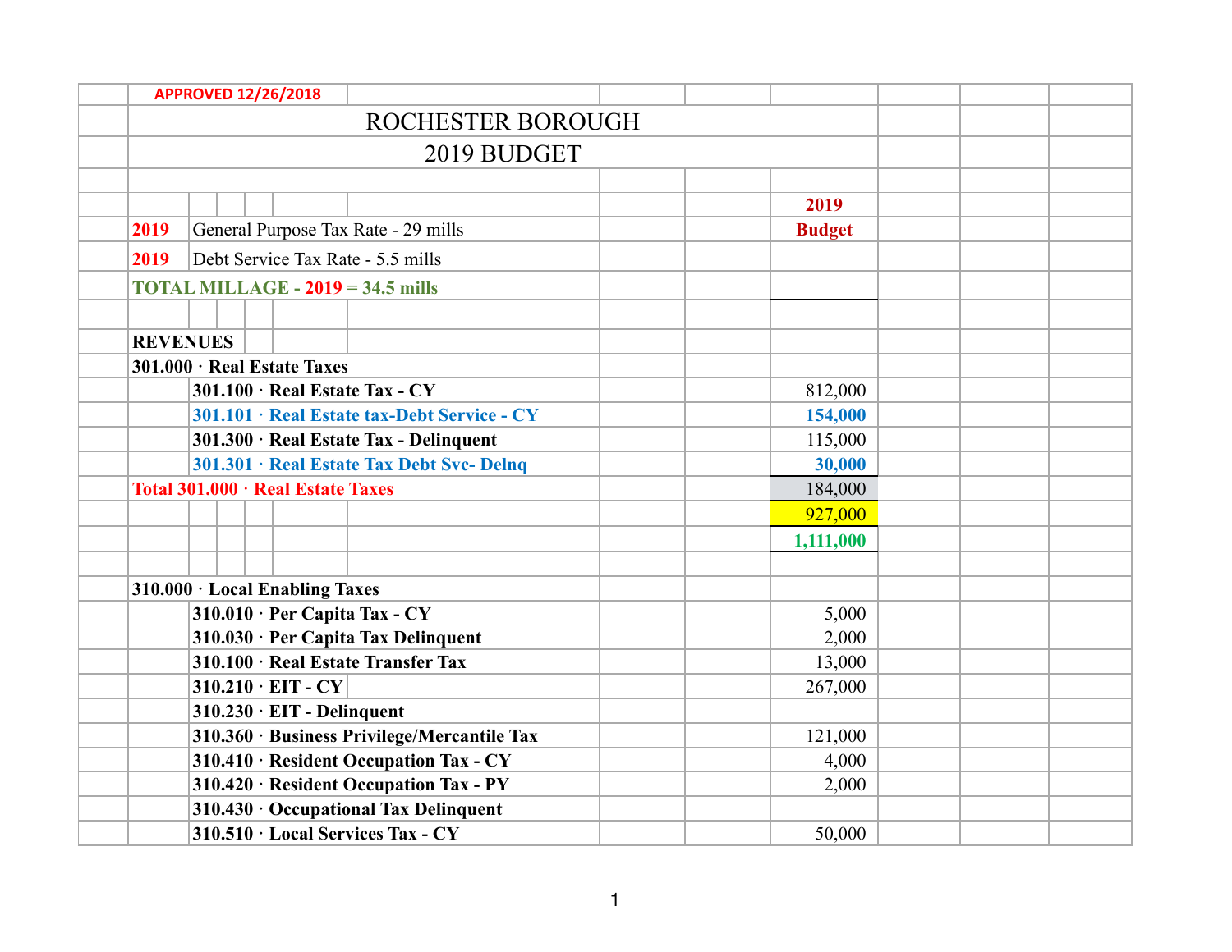APPROVED 12/26/2018

# ROCHESTER BOROUGH

## 2019 BUDGET

| | 2019 Budget |
|---|---|
| 2019 General Purpose Tax Rate - 29 mills | |
| 2019 Debt Service Tax Rate - 5.5 mills | |
| **TOTAL MILLAGE - 2019 = 34.5 mills** | |
| | |
| **REVENUES** | |
| **301.000 · Real Estate Taxes** | |
| **301.100 · Real Estate Tax - CY** | 812,000 |
| **301.101 · Real Estate tax-Debt Service - CY** | **154,000** |
| **301.300 · Real Estate Tax - Delinquent** | 115,000 |
| **301.301 · Real Estate Tax Debt Svc- Delnq** | **30,000** |
| **Total 301.000 · Real Estate Taxes** | 184,000 |
| | 927,000 |
| | **1,111,000** |
| | |
| **310.000 · Local Enabling Taxes** | |
| **310.010 · Per Capita Tax - CY** | 5,000 |
| **310.030 · Per Capita Tax Delinquent** | 2,000 |
| **310.100 · Real Estate Transfer Tax** | 13,000 |
| **310.210 · EIT - CY** | 267,000 |
| **310.230 · EIT - Delinquent** | |
| **310.360 · Business Privilege/Mercantile Tax** | 121,000 |
| **310.410 · Resident Occupation Tax - CY** | 4,000 |
| **310.420 · Resident Occupation Tax - PY** | 2,000 |
| **310.430 · Occupational Tax Delinquent** | |
| **310.510 · Local Services Tax - CY** | 50,000 |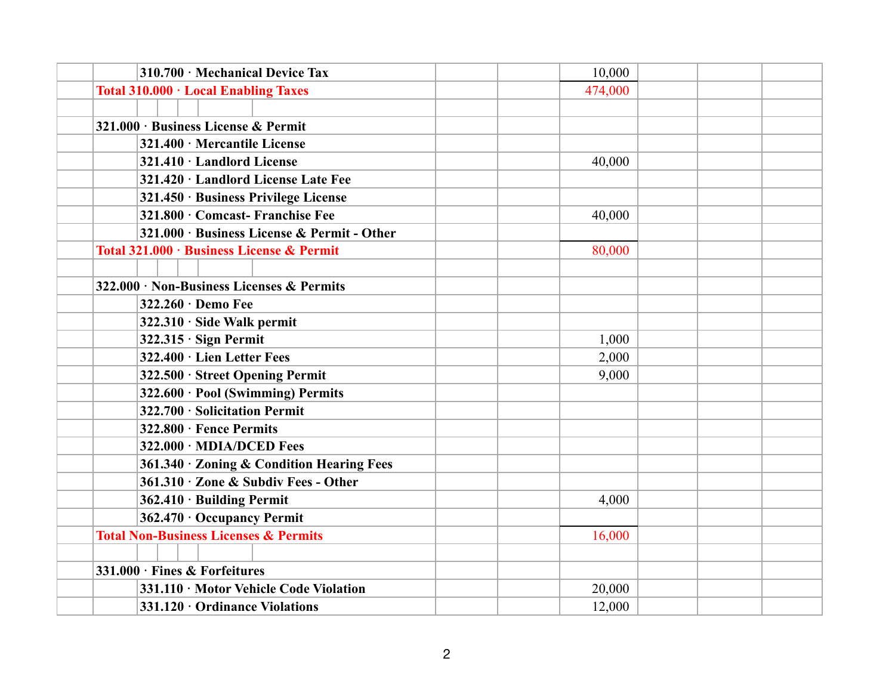| | | | | | | |
|---|---|---|---|---|---|---|
| | 310.700 · Mechanical Device Tax | | | 10,000 | | | |
| Total 310.000 · Local Enabling Taxes | | | | 474,000 | | | |
| | | | | | | | |
| 321.000 · Business License & Permit | | | | | | | |
| | 321.400 · Mercantile License | | | | | | |
| | 321.410 · Landlord License | | | 40,000 | | | |
| | 321.420 · Landlord License Late Fee | | | | | | |
| | 321.450 · Business Privilege License | | | | | | |
| | 321.800 · Comcast- Franchise Fee | | | 40,000 | | | |
| | 321.000 · Business License & Permit - Other | | | | | | |
| Total 321.000 · Business License & Permit | | | | 80,000 | | | |
| | | | | | | | |
| 322.000 · Non-Business Licenses & Permits | | | | | | | |
| | 322.260 · Demo Fee | | | | | | |
| | 322.310 · Side Walk permit | | | | | | |
| | 322.315 · Sign Permit | | | 1,000 | | | |
| | 322.400 · Lien Letter Fees | | | 2,000 | | | |
| | 322.500 · Street Opening Permit | | | 9,000 | | | |
| | 322.600 · Pool (Swimming) Permits | | | | | | |
| | 322.700 · Solicitation Permit | | | | | | |
| | 322.800 · Fence Permits | | | | | | |
| | 322.000 · MDIA/DCED Fees | | | | | | |
| | 361.340 · Zoning & Condition Hearing Fees | | | | | | |
| | 361.310 · Zone & Subdiv Fees - Other | | | | | | |
| | 362.410 · Building Permit | | | 4,000 | | | |
| | 362.470 · Occupancy Permit | | | | | | |
| Total Non-Business Licenses & Permits | | | | 16,000 | | | |
| | | | | | | | |
| 331.000 · Fines & Forfeitures | | | | | | | |
| | 331.110 · Motor Vehicle Code Violation | | | 20,000 | | | |
| | 331.120 · Ordinance Violations | | | 12,000 | | | |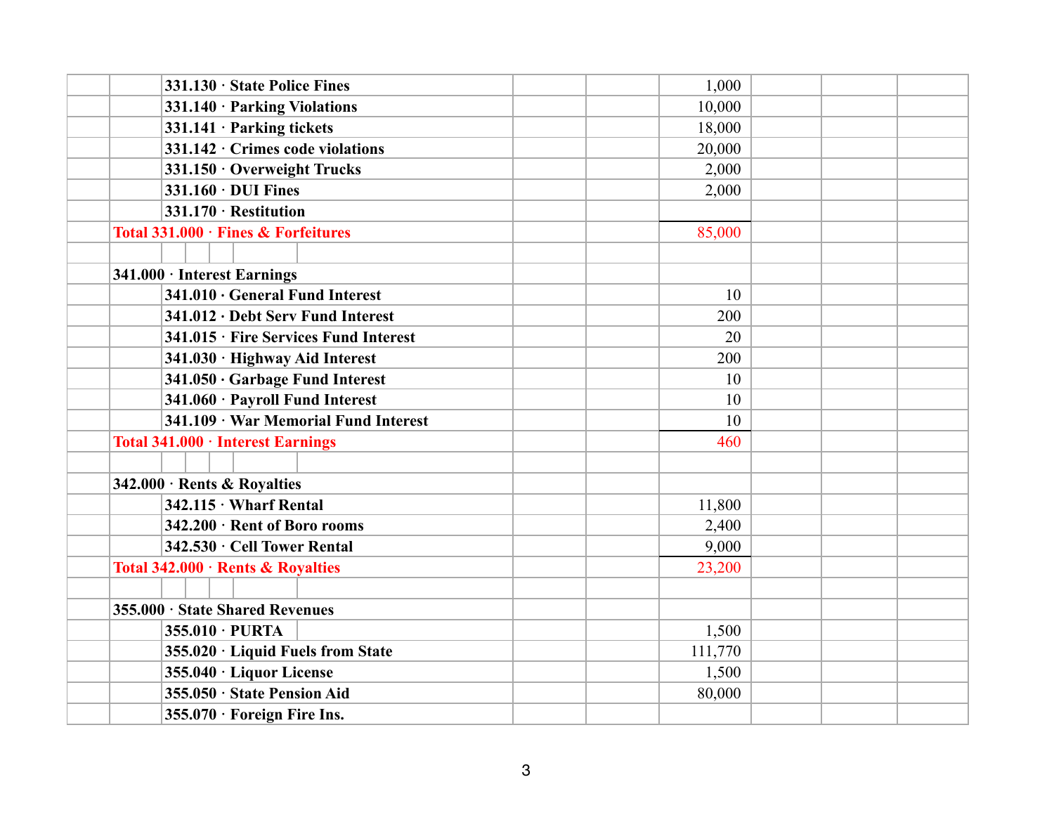| Account | Amount |
|---|---|
| 331.130 · State Police Fines | 1,000 |
| 331.140 · Parking Violations | 10,000 |
| 331.141 · Parking tickets | 18,000 |
| 331.142 · Crimes code violations | 20,000 |
| 331.150 · Overweight Trucks | 2,000 |
| 331.160 · DUI Fines | 2,000 |
| 331.170 · Restitution | |
| Total 331.000 · Fines & Forfeitures | 85,000 |
| | |
| 341.000 · Interest Earnings | |
| 341.010 · General Fund Interest | 10 |
| 341.012 · Debt Serv Fund Interest | 200 |
| 341.015 · Fire Services Fund Interest | 20 |
| 341.030 · Highway Aid Interest | 200 |
| 341.050 · Garbage Fund Interest | 10 |
| 341.060 · Payroll Fund Interest | 10 |
| 341.109 · War Memorial Fund Interest | 10 |
| Total 341.000 · Interest Earnings | 460 |
| | |
| 342.000 · Rents & Royalties | |
| 342.115 · Wharf Rental | 11,800 |
| 342.200 · Rent of Boro rooms | 2,400 |
| 342.530 · Cell Tower Rental | 9,000 |
| Total 342.000 · Rents & Royalties | 23,200 |
| | |
| 355.000 · State Shared Revenues | |
| 355.010 · PURTA | 1,500 |
| 355.020 · Liquid Fuels from State | 111,770 |
| 355.040 · Liquor License | 1,500 |
| 355.050 · State Pension Aid | 80,000 |
| 355.070 · Foreign Fire Ins. | |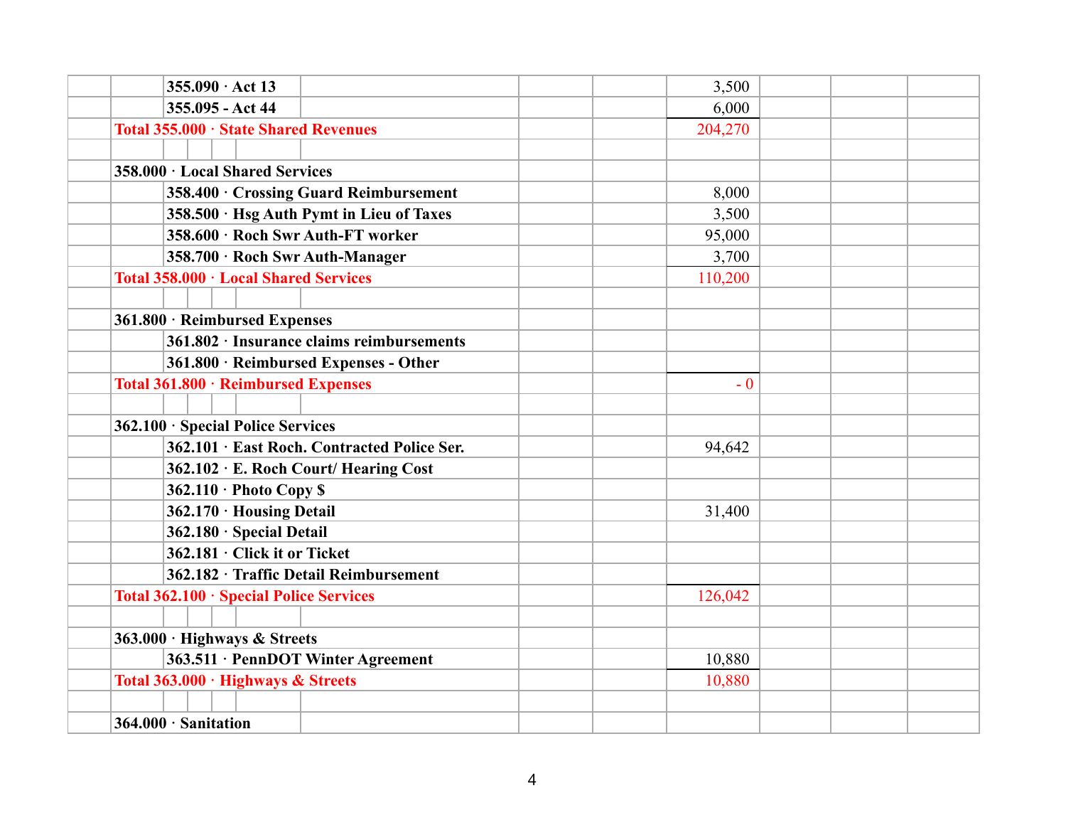| | | | | | | | |
|---|---|---|---|---|---|---|---|
| | 355.090 · Act 13 | | | 3,500 | | | |
| | 355.095 - Act 44 | | | 6,000 | | | |
| | Total 355.000 · State Shared Revenues | | | 204,270 | | | |
| | | | | | | | |
| | 358.000 · Local Shared Services | | | | | | |
| | 358.400 · Crossing Guard Reimbursement | | | 8,000 | | | |
| | 358.500 · Hsg Auth Pymt in Lieu of Taxes | | | 3,500 | | | |
| | 358.600 · Roch Swr Auth-FT worker | | | 95,000 | | | |
| | 358.700 · Roch Swr Auth-Manager | | | 3,700 | | | |
| | Total 358.000 · Local Shared Services | | | 110,200 | | | |
| | | | | | | | |
| | 361.800 · Reimbursed Expenses | | | | | | |
| | 361.802 · Insurance claims reimbursements | | | | | | |
| | 361.800 · Reimbursed Expenses - Other | | | | | | |
| | Total 361.800 · Reimbursed Expenses | | | - 0 | | | |
| | | | | | | | |
| | 362.100 · Special Police Services | | | | | | |
| | 362.101 · East Roch. Contracted Police Ser. | | | 94,642 | | | |
| | 362.102 · E. Roch Court/ Hearing Cost | | | | | | |
| | 362.110 · Photo Copy $ | | | | | | |
| | 362.170 · Housing Detail | | | 31,400 | | | |
| | 362.180 · Special Detail | | | | | | |
| | 362.181 · Click it or Ticket | | | | | | |
| | 362.182 · Traffic Detail Reimbursement | | | | | | |
| | Total 362.100 · Special Police Services | | | 126,042 | | | |
| | | | | | | | |
| | 363.000 · Highways & Streets | | | | | | |
| | 363.511 · PennDOT Winter Agreement | | | 10,880 | | | |
| | Total 363.000 · Highways & Streets | | | 10,880 | | | |
| | | | | | | | |
| | 364.000 · Sanitation | | | | | | |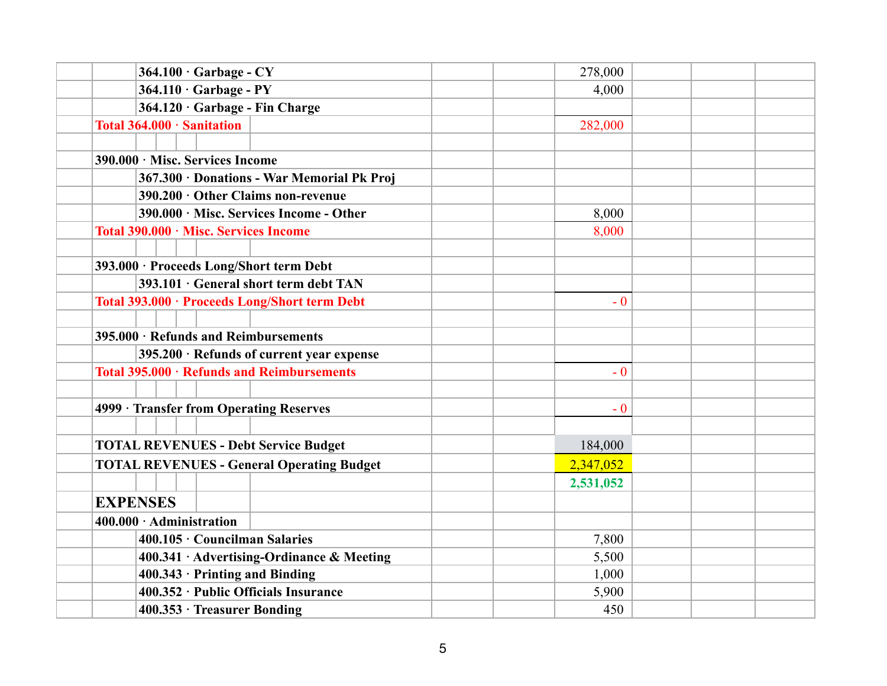| Account | | | | Amount | | | |
|---|---|---|---|---|---|---|---|
| | 364.100 · Garbage - CY | | | 278,000 | | | |
| | 364.110 · Garbage - PY | | | 4,000 | | | |
| | 364.120 · Garbage - Fin Charge | | | | | | |
| Total 364.000 · Sanitation | | | | 282,000 | | | |
| | | | | | | | |
| 390.000 · Misc. Services Income | | | | | | | |
| | 367.300 · Donations - War Memorial Pk Proj | | | | | | |
| | 390.200 · Other Claims non-revenue | | | | | | |
| | 390.000 · Misc. Services Income - Other | | | 8,000 | | | |
| Total 390.000 · Misc. Services Income | | | | 8,000 | | | |
| | | | | | | | |
| 393.000 · Proceeds Long/Short term Debt | | | | | | | |
| | 393.101 · General short term debt TAN | | | | | | |
| Total 393.000 · Proceeds Long/Short term Debt | | | | - 0 | | | |
| | | | | | | | |
| 395.000 · Refunds and Reimbursements | | | | | | | |
| | 395.200 · Refunds of current year expense | | | | | | |
| Total 395.000 · Refunds and Reimbursements | | | | - 0 | | | |
| | | | | | | | |
| 4999 · Transfer from Operating Reserves | | | | - 0 | | | |
| | | | | | | | |
| TOTAL REVENUES - Debt Service Budget | | | | 184,000 | | | |
| TOTAL REVENUES - General Operating Budget | | | | 2,347,052 | | | |
| | | | | 2,531,052 | | | |
| **EXPENSES** | | | | | | | |
| 400.000 · Administration | | | | | | | |
| | 400.105 · Councilman Salaries | | | 7,800 | | | |
| | 400.341 · Advertising-Ordinance & Meeting | | | 5,500 | | | |
| | 400.343 · Printing and Binding | | | 1,000 | | | |
| | 400.352 · Public Officials Insurance | | | 5,900 | | | |
| | 400.353 · Treasurer Bonding | | | 450 | | | |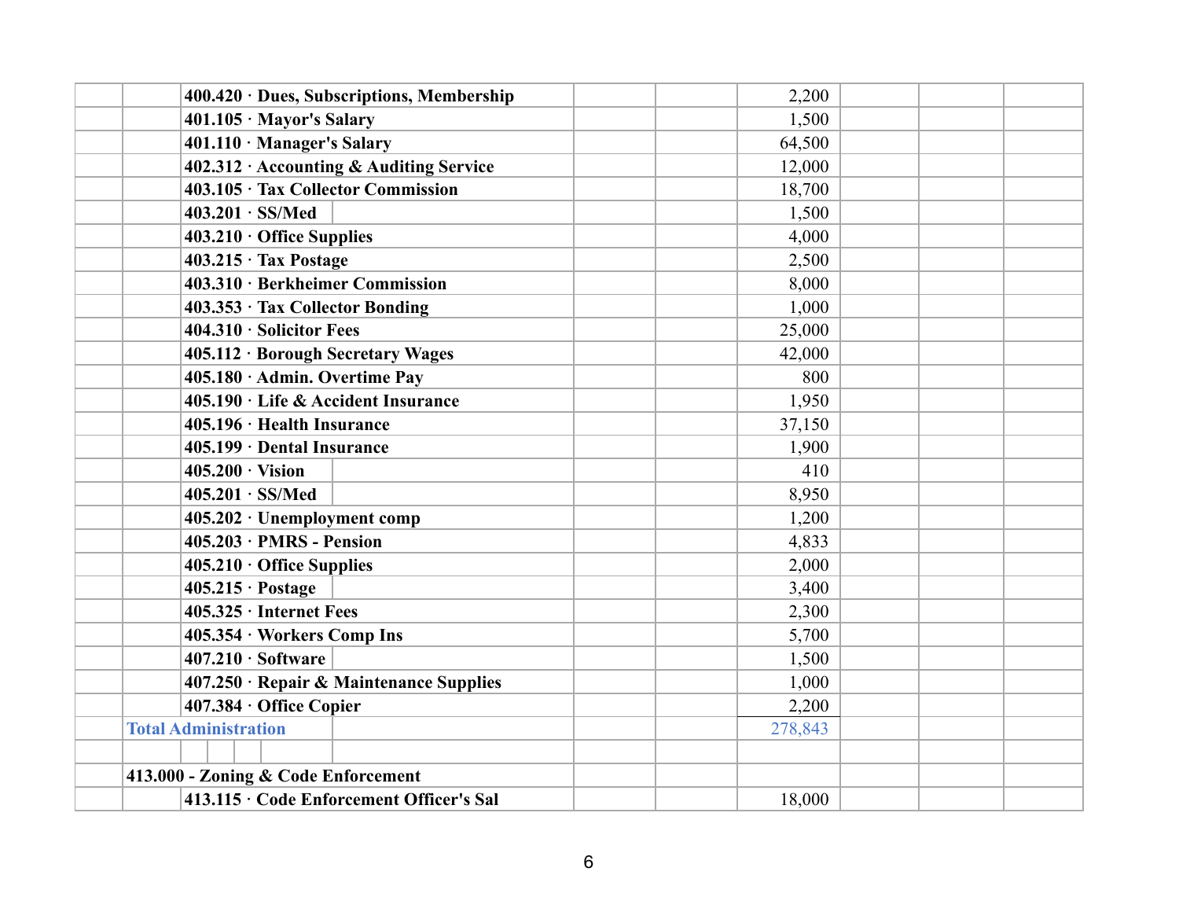| | | | | | | | |
|---|---|---|---|---|---|---|---|
| | **400.420 · Dues, Subscriptions, Membership** | | | 2,200 | | | |
| | **401.105 · Mayor's Salary** | | | 1,500 | | | |
| | **401.110 · Manager's Salary** | | | 64,500 | | | |
| | **402.312 · Accounting & Auditing Service** | | | 12,000 | | | |
| | **403.105 · Tax Collector Commission** | | | 18,700 | | | |
| | **403.201 · SS/Med** | | | 1,500 | | | |
| | **403.210 · Office Supplies** | | | 4,000 | | | |
| | **403.215 · Tax Postage** | | | 2,500 | | | |
| | **403.310 · Berkheimer Commission** | | | 8,000 | | | |
| | **403.353 · Tax Collector Bonding** | | | 1,000 | | | |
| | **404.310 · Solicitor Fees** | | | 25,000 | | | |
| | **405.112 · Borough Secretary Wages** | | | 42,000 | | | |
| | **405.180 · Admin. Overtime Pay** | | | 800 | | | |
| | **405.190 · Life & Accident Insurance** | | | 1,950 | | | |
| | **405.196 · Health Insurance** | | | 37,150 | | | |
| | **405.199 · Dental Insurance** | | | 1,900 | | | |
| | **405.200 · Vision** | | | 410 | | | |
| | **405.201 · SS/Med** | | | 8,950 | | | |
| | **405.202 · Unemployment comp** | | | 1,200 | | | |
| | **405.203 · PMRS - Pension** | | | 4,833 | | | |
| | **405.210 · Office Supplies** | | | 2,000 | | | |
| | **405.215 · Postage** | | | 3,400 | | | |
| | **405.325 · Internet Fees** | | | 2,300 | | | |
| | **405.354 · Workers Comp Ins** | | | 5,700 | | | |
| | **407.210 · Software** | | | 1,500 | | | |
| | **407.250 · Repair & Maintenance Supplies** | | | 1,000 | | | |
| | **407.384 · Office Copier** | | | 2,200 | | | |
| | **Total Administration** | | | 278,843 | | | |
| | | | | | | | |
| | **413.000 - Zoning & Code Enforcement** | | | | | | |
| | **413.115 · Code Enforcement Officer's Sal** | | | 18,000 | | | |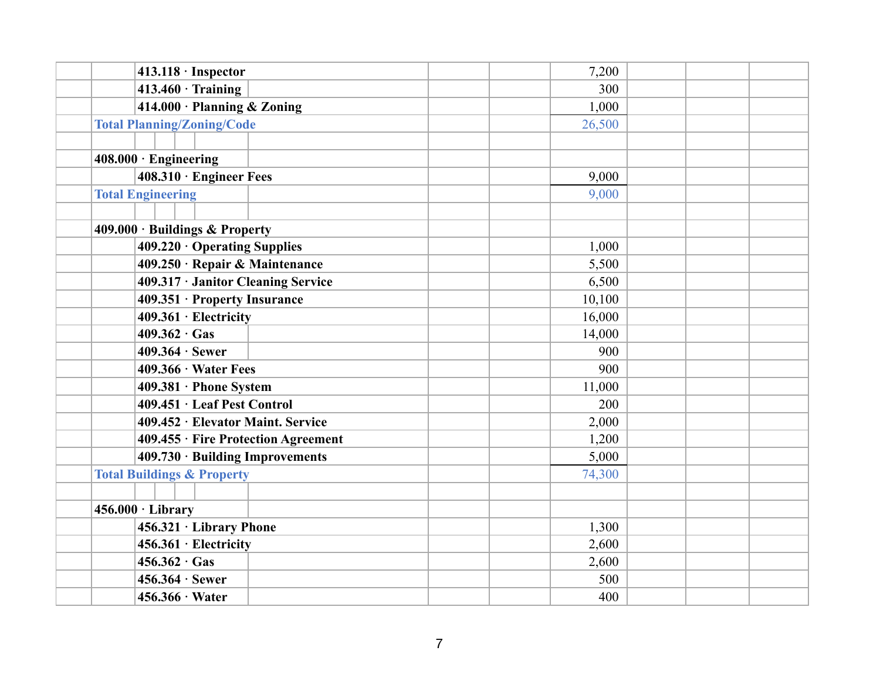| | | | | |
|---|---|---|---|---|
| 413.118 · Inspector | | | 7,200 | | | |
| 413.460 · Training | | | 300 | | | |
| 414.000 · Planning & Zoning | | | 1,000 | | | |
| **Total Planning/Zoning/Code** | | | 26,500 | | | |
| | | | | | | |
| **408.000 · Engineering** | | | | | | |
| 408.310 · Engineer Fees | | | 9,000 | | | |
| **Total Engineering** | | | 9,000 | | | |
| | | | | | | |
| **409.000 · Buildings & Property** | | | | | | |
| 409.220 · Operating Supplies | | | 1,000 | | | |
| 409.250 · Repair & Maintenance | | | 5,500 | | | |
| 409.317 · Janitor Cleaning Service | | | 6,500 | | | |
| 409.351 · Property Insurance | | | 10,100 | | | |
| 409.361 · Electricity | | | 16,000 | | | |
| 409.362 · Gas | | | 14,000 | | | |
| 409.364 · Sewer | | | 900 | | | |
| 409.366 · Water Fees | | | 900 | | | |
| 409.381 · Phone System | | | 11,000 | | | |
| 409.451 · Leaf Pest Control | | | 200 | | | |
| 409.452 · Elevator Maint. Service | | | 2,000 | | | |
| 409.455 · Fire Protection Agreement | | | 1,200 | | | |
| 409.730 · Building Improvements | | | 5,000 | | | |
| **Total Buildings & Property** | | | 74,300 | | | |
| | | | | | | |
| **456.000 · Library** | | | | | | |
| 456.321 · Library Phone | | | 1,300 | | | |
| 456.361 · Electricity | | | 2,600 | | | |
| 456.362 · Gas | | | 2,600 | | | |
| 456.364 · Sewer | | | 500 | | | |
| 456.366 · Water | | | 400 | | | |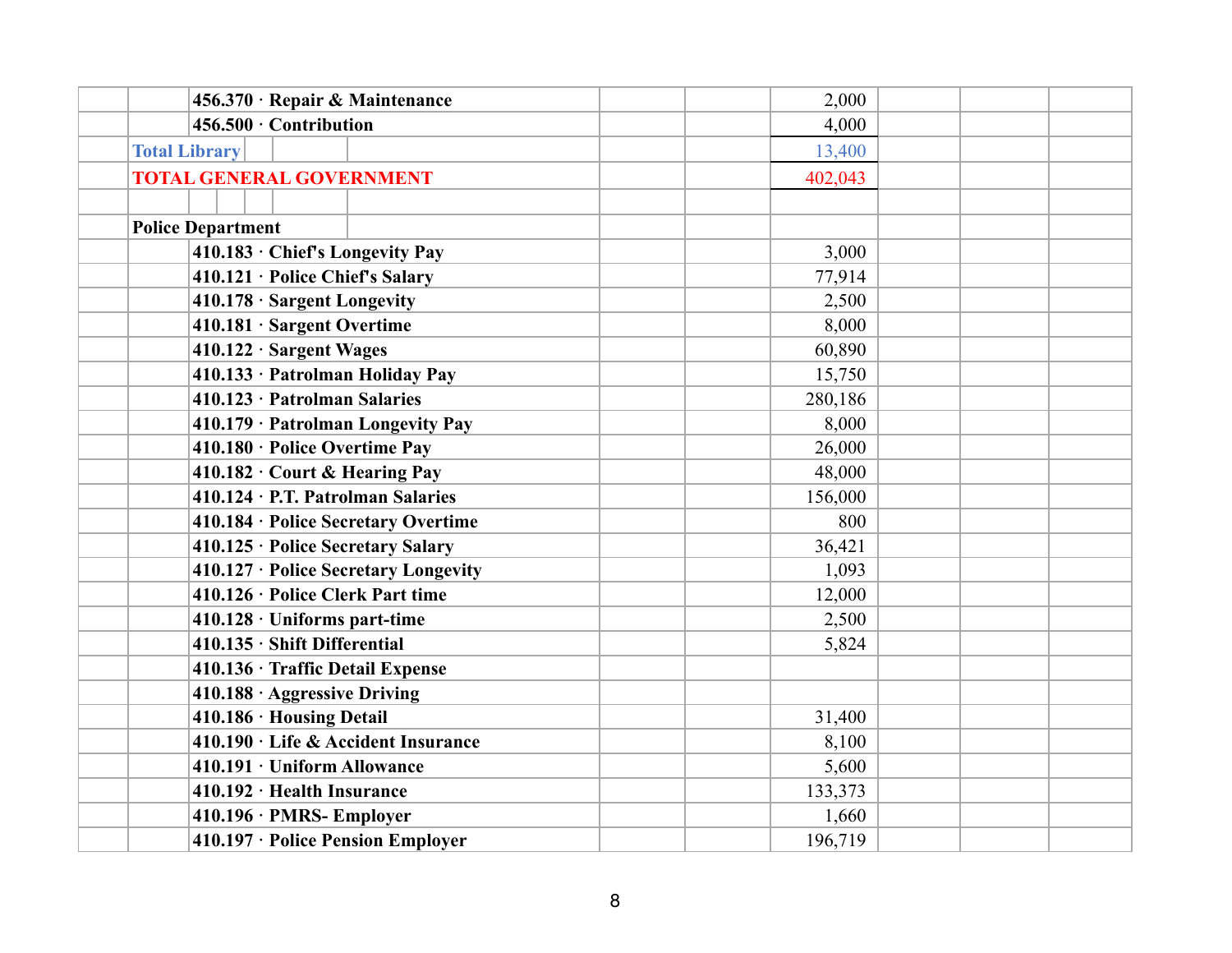| | Account | | | Amount | | | |
|---|---|---|---|---|---|---|---|
| | 456.370 · Repair & Maintenance | | | 2,000 | | | |
| | 456.500 · Contribution | | | 4,000 | | | |
| | Total Library | | | 13,400 | | | |
| | TOTAL GENERAL GOVERNMENT | | | 402,043 | | | |
| | | | | | | | |
| | Police Department | | | | | | |
| | 410.183 · Chief's Longevity Pay | | | 3,000 | | | |
| | 410.121 · Police Chief's Salary | | | 77,914 | | | |
| | 410.178 · Sargent Longevity | | | 2,500 | | | |
| | 410.181 · Sargent Overtime | | | 8,000 | | | |
| | 410.122 · Sargent Wages | | | 60,890 | | | |
| | 410.133 · Patrolman Holiday Pay | | | 15,750 | | | |
| | 410.123 · Patrolman Salaries | | | 280,186 | | | |
| | 410.179 · Patrolman Longevity Pay | | | 8,000 | | | |
| | 410.180 · Police Overtime Pay | | | 26,000 | | | |
| | 410.182 · Court & Hearing Pay | | | 48,000 | | | |
| | 410.124 · P.T. Patrolman Salaries | | | 156,000 | | | |
| | 410.184 · Police Secretary Overtime | | | 800 | | | |
| | 410.125 · Police Secretary Salary | | | 36,421 | | | |
| | 410.127 · Police Secretary Longevity | | | 1,093 | | | |
| | 410.126 · Police Clerk Part time | | | 12,000 | | | |
| | 410.128 · Uniforms part-time | | | 2,500 | | | |
| | 410.135 · Shift Differential | | | 5,824 | | | |
| | 410.136 · Traffic Detail Expense | | | | | | |
| | 410.188 · Aggressive Driving | | | | | | |
| | 410.186 · Housing Detail | | | 31,400 | | | |
| | 410.190 · Life & Accident Insurance | | | 8,100 | | | |
| | 410.191 · Uniform Allowance | | | 5,600 | | | |
| | 410.192 · Health Insurance | | | 133,373 | | | |
| | 410.196 · PMRS- Employer | | | 1,660 | | | |
| | 410.197 · Police Pension Employer | | | 196,719 | | | |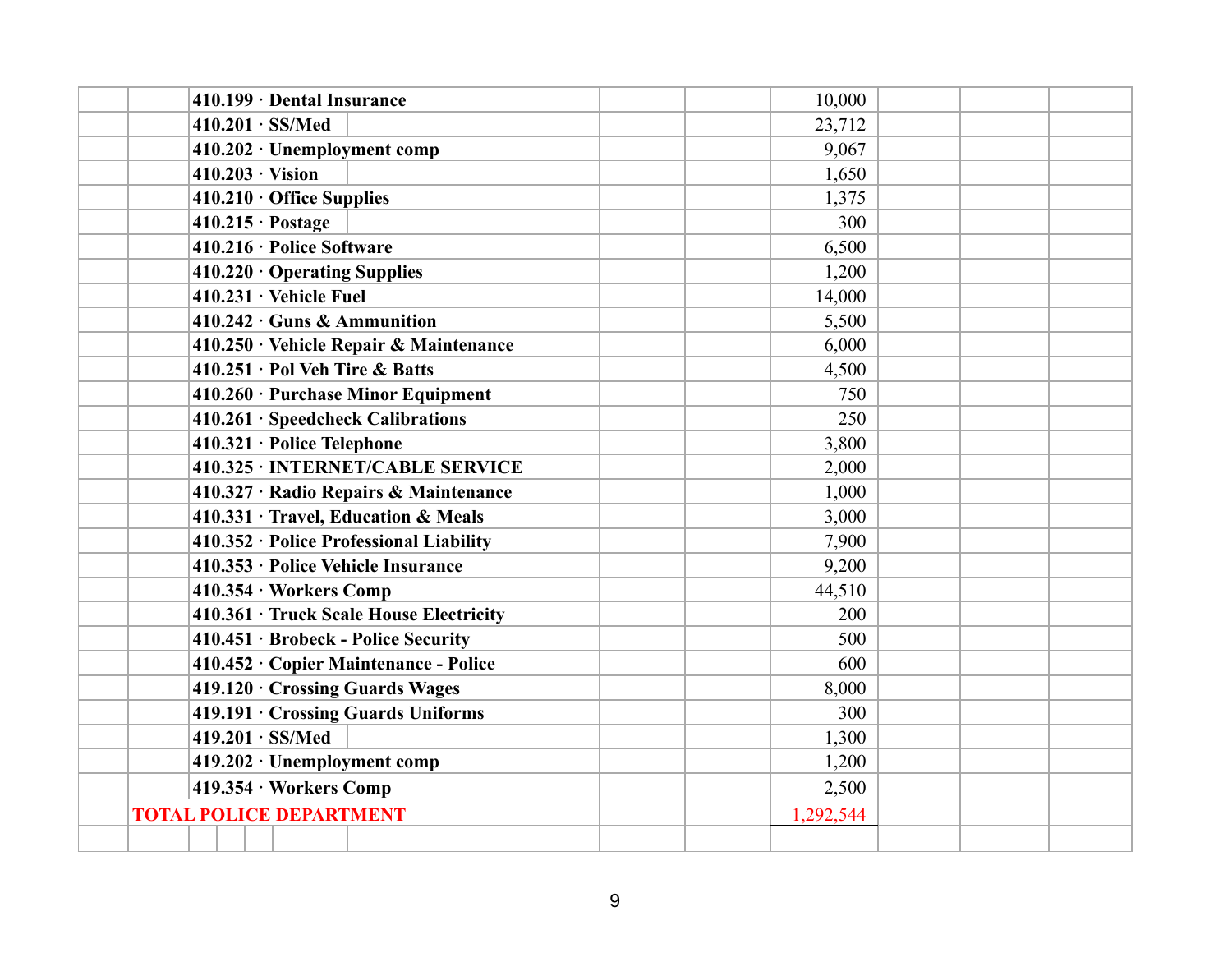| | | | | | |
|---|---|---|---|---|---|
| 410.199 · Dental Insurance | | 10,000 | | | |
| 410.201 · SS/Med | | 23,712 | | | |
| 410.202 · Unemployment comp | | 9,067 | | | |
| 410.203 · Vision | | 1,650 | | | |
| 410.210 · Office Supplies | | 1,375 | | | |
| 410.215 · Postage | | 300 | | | |
| 410.216 · Police Software | | 6,500 | | | |
| 410.220 · Operating Supplies | | 1,200 | | | |
| 410.231 · Vehicle Fuel | | 14,000 | | | |
| 410.242 · Guns & Ammunition | | 5,500 | | | |
| 410.250 · Vehicle Repair & Maintenance | | 6,000 | | | |
| 410.251 · Pol Veh Tire & Batts | | 4,500 | | | |
| 410.260 · Purchase Minor Equipment | | 750 | | | |
| 410.261 · Speedcheck Calibrations | | 250 | | | |
| 410.321 · Police Telephone | | 3,800 | | | |
| 410.325 · INTERNET/CABLE SERVICE | | 2,000 | | | |
| 410.327 · Radio Repairs & Maintenance | | 1,000 | | | |
| 410.331 · Travel, Education & Meals | | 3,000 | | | |
| 410.352 · Police Professional Liability | | 7,900 | | | |
| 410.353 · Police Vehicle Insurance | | 9,200 | | | |
| 410.354 · Workers Comp | | 44,510 | | | |
| 410.361 · Truck Scale House Electricity | | 200 | | | |
| 410.451 · Brobeck - Police Security | | 500 | | | |
| 410.452 · Copier Maintenance - Police | | 600 | | | |
| 419.120 · Crossing Guards Wages | | 8,000 | | | |
| 419.191 · Crossing Guards Uniforms | | 300 | | | |
| 419.201 · SS/Med | | 1,300 | | | |
| 419.202 · Unemployment comp | | 1,200 | | | |
| 419.354 · Workers Comp | | 2,500 | | | |
| **TOTAL POLICE DEPARTMENT** | | 1,292,544 | | | |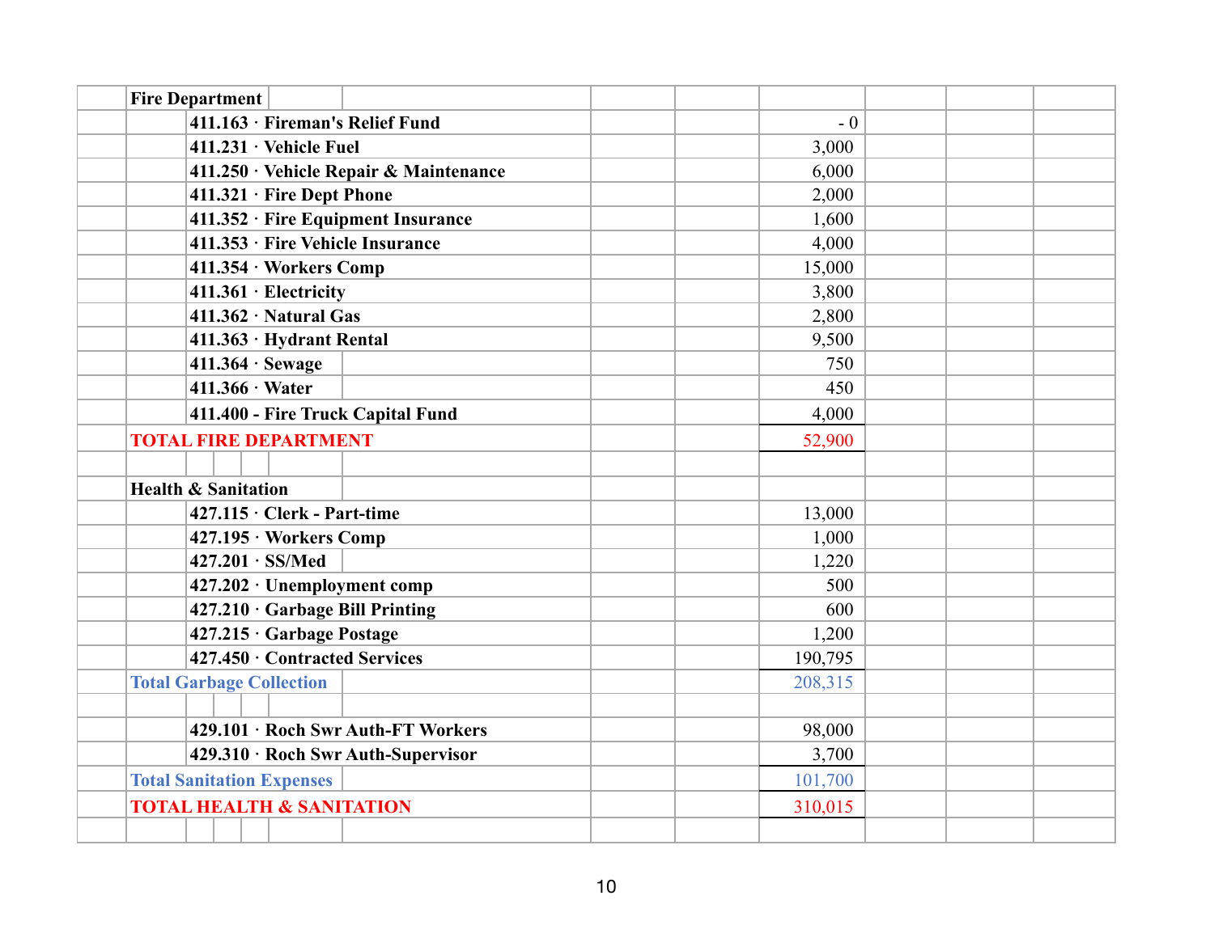| | | |
|---|---|---|
| **Fire Department** | | |
| | **411.163 · Fireman's Relief Fund** | - 0 |
| | **411.231 · Vehicle Fuel** | 3,000 |
| | **411.250 · Vehicle Repair & Maintenance** | 6,000 |
| | **411.321 · Fire Dept Phone** | 2,000 |
| | **411.352 · Fire Equipment Insurance** | 1,600 |
| | **411.353 · Fire Vehicle Insurance** | 4,000 |
| | **411.354 · Workers Comp** | 15,000 |
| | **411.361 · Electricity** | 3,800 |
| | **411.362 · Natural Gas** | 2,800 |
| | **411.363 · Hydrant Rental** | 9,500 |
| | **411.364 · Sewage** | 750 |
| | **411.366 · Water** | 450 |
| | **411.400 - Fire Truck Capital Fund** | 4,000 |
| **TOTAL FIRE DEPARTMENT** | | 52,900 |
| | | |
| **Health & Sanitation** | | |
| | **427.115 · Clerk - Part-time** | 13,000 |
| | **427.195 · Workers Comp** | 1,000 |
| | **427.201 · SS/Med** | 1,220 |
| | **427.202 · Unemployment comp** | 500 |
| | **427.210 · Garbage Bill Printing** | 600 |
| | **427.215 · Garbage Postage** | 1,200 |
| | **427.450 · Contracted Services** | 190,795 |
| **Total Garbage Collection** | | 208,315 |
| | | |
| | **429.101 · Roch Swr Auth-FT Workers** | 98,000 |
| | **429.310 · Roch Swr Auth-Supervisor** | 3,700 |
| **Total Sanitation Expenses** | | 101,700 |
| **TOTAL HEALTH & SANITATION** | | 310,015 |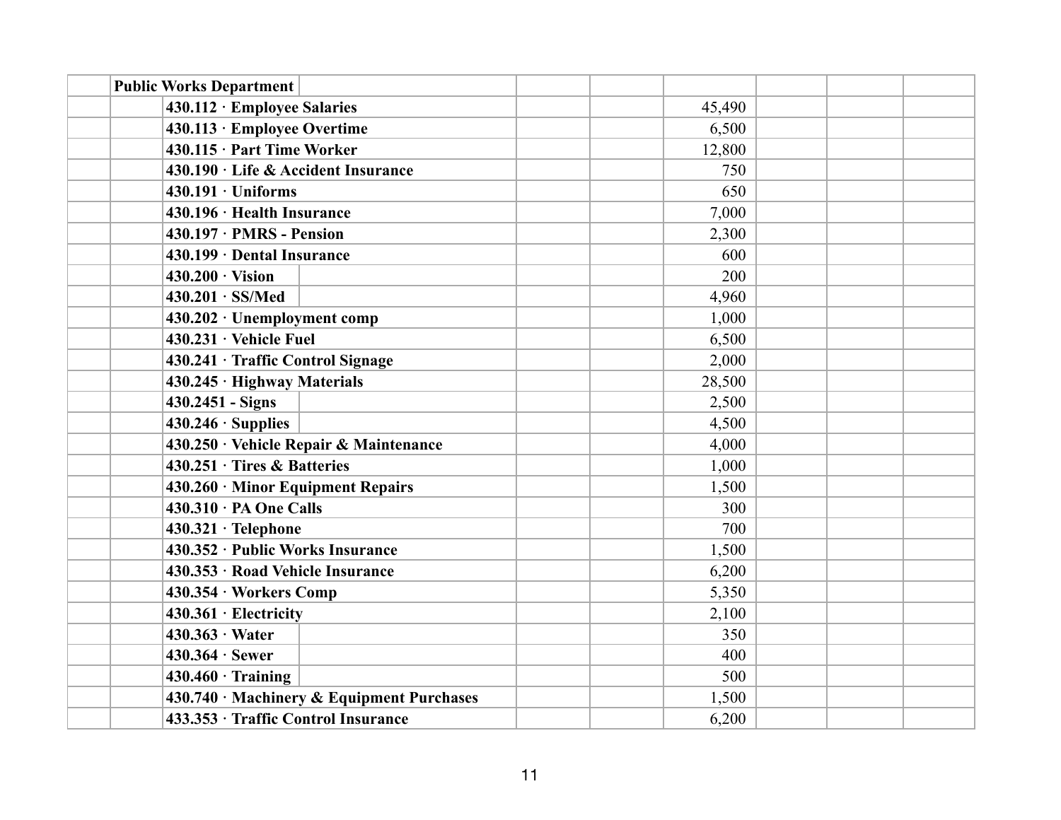| | Public Works Department | | | | | | |
|---|---|---|---|---|---|---|---|
| | | 430.112 · Employee Salaries | | | 45,490 | | |
| | | 430.113 · Employee Overtime | | | 6,500 | | |
| | | 430.115 · Part Time Worker | | | 12,800 | | |
| | | 430.190 · Life & Accident Insurance | | | 750 | | |
| | | 430.191 · Uniforms | | | 650 | | |
| | | 430.196 · Health Insurance | | | 7,000 | | |
| | | 430.197 · PMRS - Pension | | | 2,300 | | |
| | | 430.199 · Dental Insurance | | | 600 | | |
| | | 430.200 · Vision | | | 200 | | |
| | | 430.201 · SS/Med | | | 4,960 | | |
| | | 430.202 · Unemployment comp | | | 1,000 | | |
| | | 430.231 · Vehicle Fuel | | | 6,500 | | |
| | | 430.241 · Traffic Control Signage | | | 2,000 | | |
| | | 430.245 · Highway Materials | | | 28,500 | | |
| | | 430.2451 - Signs | | | 2,500 | | |
| | | 430.246 · Supplies | | | 4,500 | | |
| | | 430.250 · Vehicle Repair & Maintenance | | | 4,000 | | |
| | | 430.251 · Tires & Batteries | | | 1,000 | | |
| | | 430.260 · Minor Equipment Repairs | | | 1,500 | | |
| | | 430.310 · PA One Calls | | | 300 | | |
| | | 430.321 · Telephone | | | 700 | | |
| | | 430.352 · Public Works Insurance | | | 1,500 | | |
| | | 430.353 · Road Vehicle Insurance | | | 6,200 | | |
| | | 430.354 · Workers Comp | | | 5,350 | | |
| | | 430.361 · Electricity | | | 2,100 | | |
| | | 430.363 · Water | | | 350 | | |
| | | 430.364 · Sewer | | | 400 | | |
| | | 430.460 · Training | | | 500 | | |
| | | 430.740 · Machinery & Equipment Purchases | | | 1,500 | | |
| | | 433.353 · Traffic Control Insurance | | | 6,200 | | |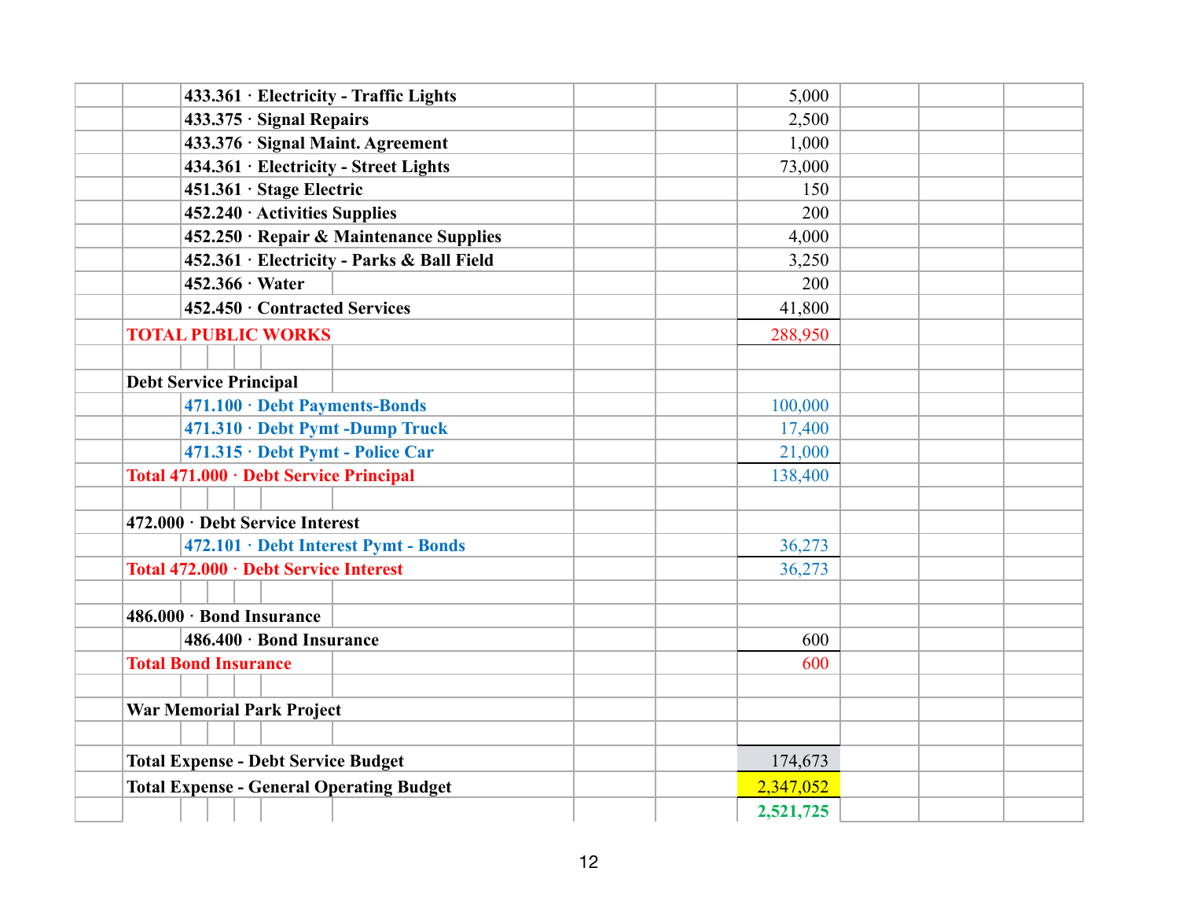| Account | Amount |
|---|---|
| 433.361 · Electricity - Traffic Lights | 5,000 |
| 433.375 · Signal Repairs | 2,500 |
| 433.376 · Signal Maint. Agreement | 1,000 |
| 434.361 · Electricity - Street Lights | 73,000 |
| 451.361 · Stage Electric | 150 |
| 452.240 · Activities Supplies | 200 |
| 452.250 · Repair & Maintenance Supplies | 4,000 |
| 452.361 · Electricity - Parks & Ball Field | 3,250 |
| 452.366 · Water | 200 |
| 452.450 · Contracted Services | 41,800 |
| **TOTAL PUBLIC WORKS** | 288,950 |
| | |
| **Debt Service Principal** | |
| 471.100 · Debt Payments-Bonds | 100,000 |
| 471.310 · Debt Pymt -Dump Truck | 17,400 |
| 471.315 · Debt Pymt - Police Car | 21,000 |
| **Total 471.000 · Debt Service Principal** | 138,400 |
| | |
| **472.000 · Debt Service Interest** | |
| 472.101 · Debt Interest Pymt - Bonds | 36,273 |
| **Total 472.000 · Debt Service Interest** | 36,273 |
| | |
| **486.000 · Bond Insurance** | |
| 486.400 · Bond Insurance | 600 |
| **Total Bond Insurance** | 600 |
| | |
| **War Memorial Park Project** | |
| | |
| **Total Expense - Debt Service Budget** | 174,673 |
| **Total Expense - General Operating Budget** | 2,347,052 |
| | **2,521,725** |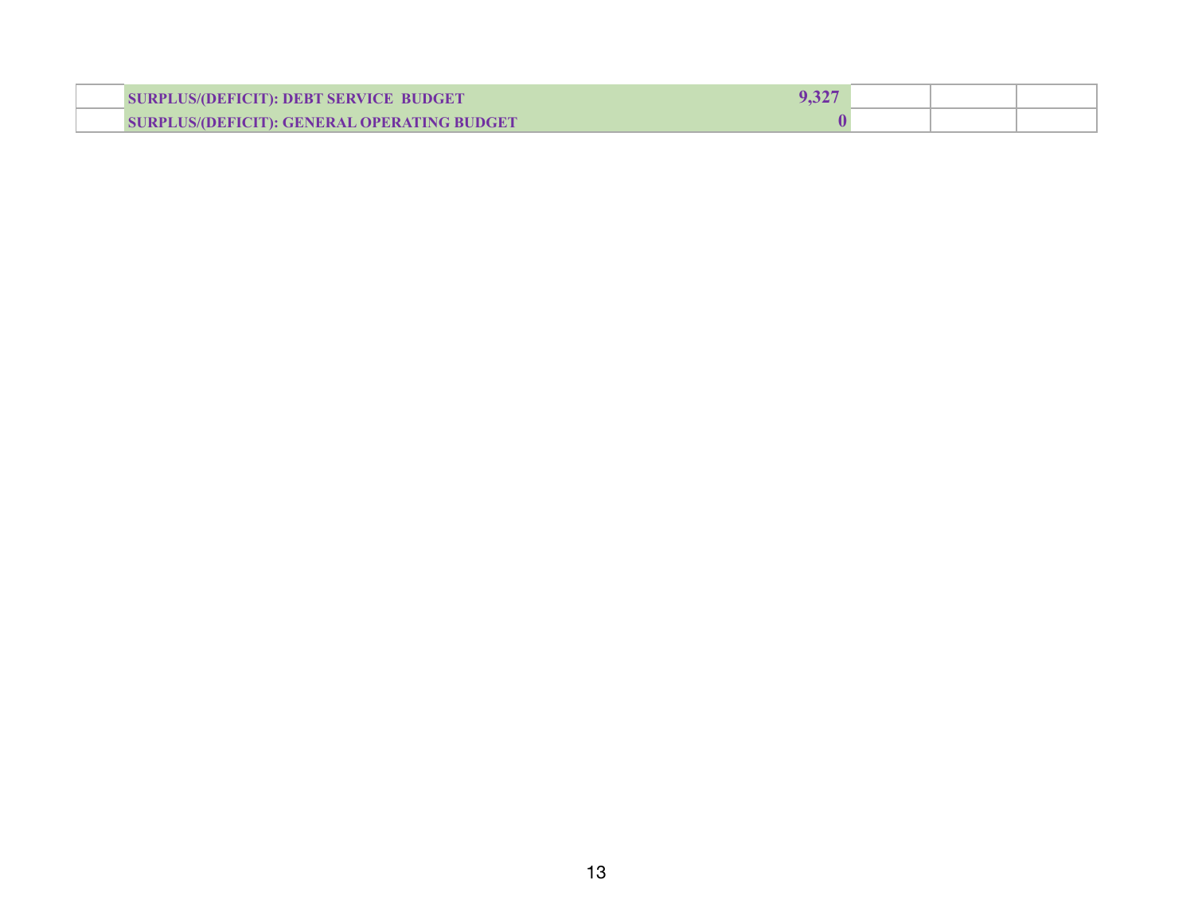| | | | | | |
|---|---|---|---|---|---|
| | **SURPLUS/(DEFICIT): DEBT SERVICE BUDGET** | **9,327** | | | |
| | **SURPLUS/(DEFICIT): GENERAL OPERATING BUDGET** | **0** | | | |